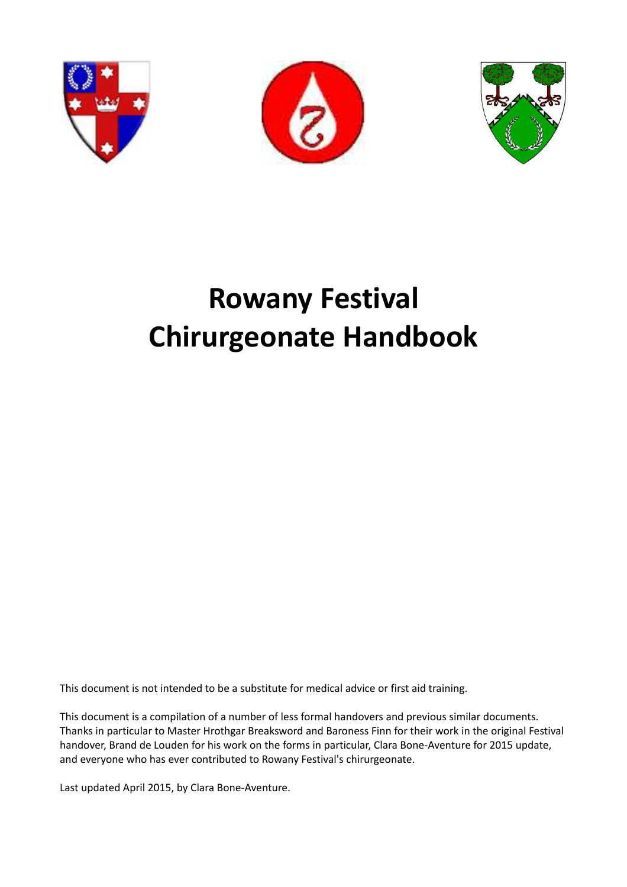# Rowany Festival Chirurgeonate Handbook

This document is not intended to be a substitute for medical advice or first aid training.

This document is a compilation of a number of less formal handovers and previous similar documents. Thanks in particular to Master Hrothgar Breaksword and Baroness Finn for their work in the original Festival handover, Brand de Louden for his work on the forms in particular, Clara Bone-Aventure for 2015 update, and everyone who has ever contributed to Rowany Festival's chirurgeonate.

Last updated April 2015, by Clara Bone-Aventure.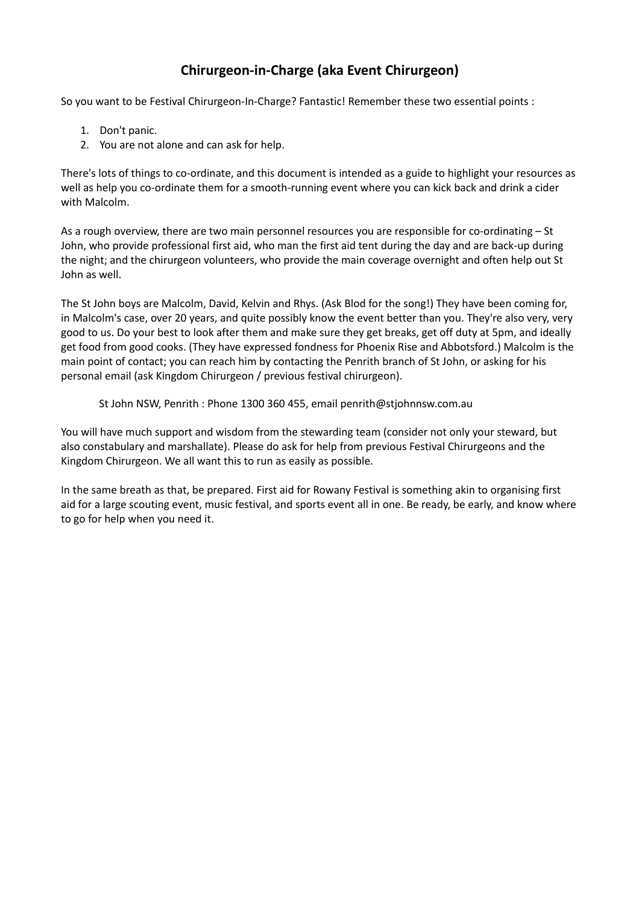# Chirurgeon-in-Charge (aka Event Chirurgeon)

So you want to be Festival Chirurgeon-In-Charge? Fantastic! Remember these two essential points :

1. Don't panic.
2. You are not alone and can ask for help.

There's lots of things to co-ordinate, and this document is intended as a guide to highlight your resources as well as help you co-ordinate them for a smooth-running event where you can kick back and drink a cider with Malcolm.

As a rough overview, there are two main personnel resources you are responsible for co-ordinating – St John, who provide professional first aid, who man the first aid tent during the day and are back-up during the night; and the chirurgeon volunteers, who provide the main coverage overnight and often help out St John as well.

The St John boys are Malcolm, David, Kelvin and Rhys. (Ask Blod for the song!) They have been coming for, in Malcolm's case, over 20 years, and quite possibly know the event better than you. They're also very, very good to us. Do your best to look after them and make sure they get breaks, get off duty at 5pm, and ideally get food from good cooks. (They have expressed fondness for Phoenix Rise and Abbotsford.) Malcolm is the main point of contact; you can reach him by contacting the Penrith branch of St John, or asking for his personal email (ask Kingdom Chirurgeon / previous festival chirurgeon).

St John NSW, Penrith : Phone 1300 360 455, email penrith@stjohnnsw.com.au

You will have much support and wisdom from the stewarding team (consider not only your steward, but also constabulary and marshallate). Please do ask for help from previous Festival Chirurgeons and the Kingdom Chirurgeon. We all want this to run as easily as possible.

In the same breath as that, be prepared. First aid for Rowany Festival is something akin to organising first aid for a large scouting event, music festival, and sports event all in one. Be ready, be early, and know where to go for help when you need it.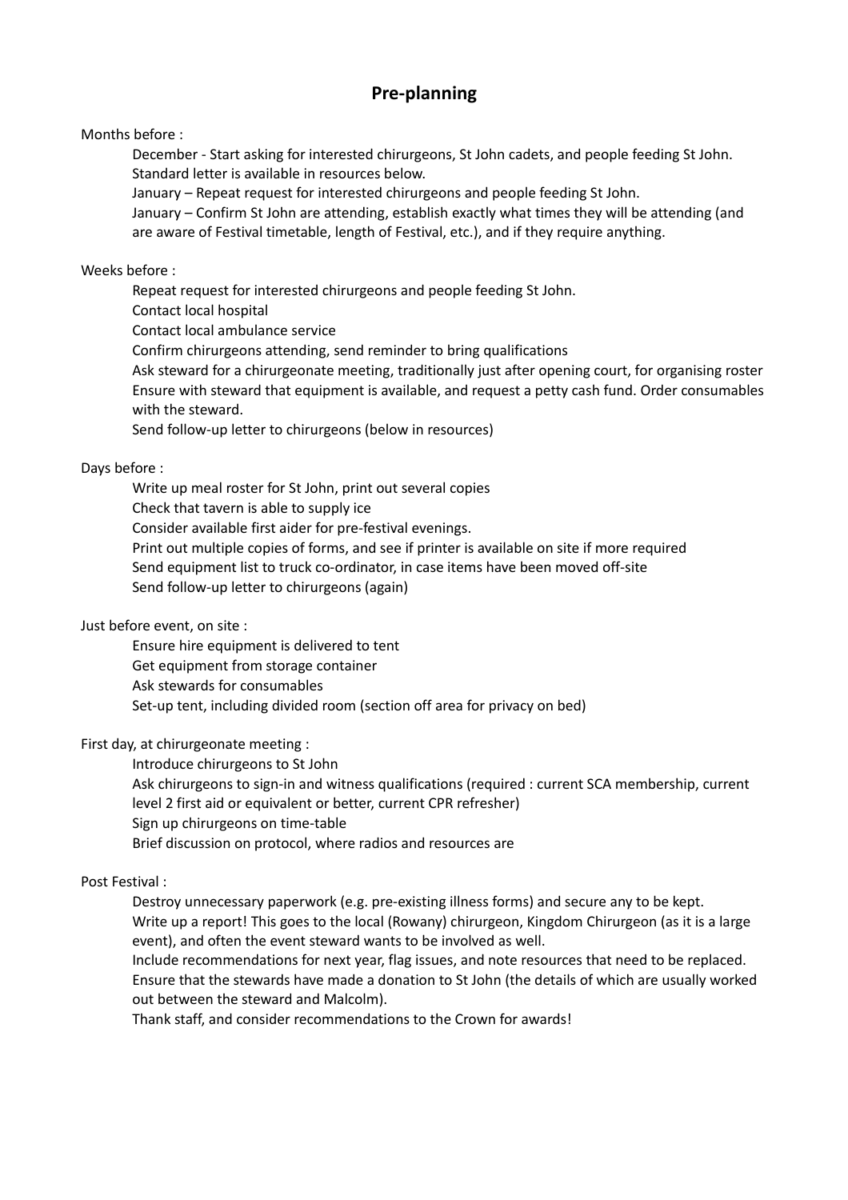## Pre-planning

Months before :

- December - Start asking for interested chirurgeons, St John cadets, and people feeding St John. Standard letter is available in resources below.
- January – Repeat request for interested chirurgeons and people feeding St John.
- January – Confirm St John are attending, establish exactly what times they will be attending (and are aware of Festival timetable, length of Festival, etc.), and if they require anything.

Weeks before :

- Repeat request for interested chirurgeons and people feeding St John.
- Contact local hospital
- Contact local ambulance service
- Confirm chirurgeons attending, send reminder to bring qualifications
- Ask steward for a chirurgeonate meeting, traditionally just after opening court, for organising roster
- Ensure with steward that equipment is available, and request a petty cash fund. Order consumables with the steward.
- Send follow-up letter to chirurgeons (below in resources)

Days before :

- Write up meal roster for St John, print out several copies
- Check that tavern is able to supply ice
- Consider available first aider for pre-festival evenings.
- Print out multiple copies of forms, and see if printer is available on site if more required
- Send equipment list to truck co-ordinator, in case items have been moved off-site
- Send follow-up letter to chirurgeons (again)

Just before event, on site :

- Ensure hire equipment is delivered to tent
- Get equipment from storage container
- Ask stewards for consumables
- Set-up tent, including divided room (section off area for privacy on bed)

First day, at chirurgeonate meeting :

- Introduce chirurgeons to St John
- Ask chirurgeons to sign-in and witness qualifications (required : current SCA membership, current level 2 first aid or equivalent or better, current CPR refresher)
- Sign up chirurgeons on time-table
- Brief discussion on protocol, where radios and resources are

Post Festival :

- Destroy unnecessary paperwork (e.g. pre-existing illness forms) and secure any to be kept.
- Write up a report! This goes to the local (Rowany) chirurgeon, Kingdom Chirurgeon (as it is a large event), and often the event steward wants to be involved as well.
- Include recommendations for next year, flag issues, and note resources that need to be replaced.
- Ensure that the stewards have made a donation to St John (the details of which are usually worked out between the steward and Malcolm).
- Thank staff, and consider recommendations to the Crown for awards!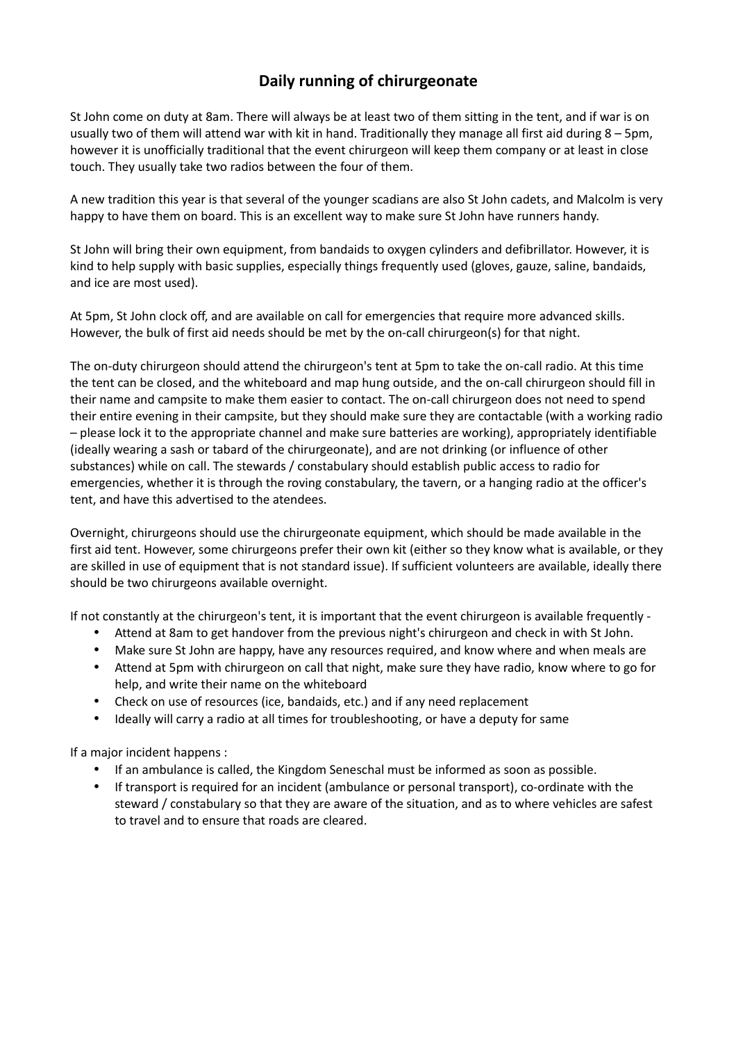# Daily running of chirurgeonate

St John come on duty at 8am. There will always be at least two of them sitting in the tent, and if war is on usually two of them will attend war with kit in hand. Traditionally they manage all first aid during 8 – 5pm, however it is unofficially traditional that the event chirurgeon will keep them company or at least in close touch. They usually take two radios between the four of them.

A new tradition this year is that several of the younger scadians are also St John cadets, and Malcolm is very happy to have them on board. This is an excellent way to make sure St John have runners handy.

St John will bring their own equipment, from bandaids to oxygen cylinders and defibrillator. However, it is kind to help supply with basic supplies, especially things frequently used (gloves, gauze, saline, bandaids, and ice are most used).

At 5pm, St John clock off, and are available on call for emergencies that require more advanced skills. However, the bulk of first aid needs should be met by the on-call chirurgeon(s) for that night.

The on-duty chirurgeon should attend the chirurgeon's tent at 5pm to take the on-call radio. At this time the tent can be closed, and the whiteboard and map hung outside, and the on-call chirurgeon should fill in their name and campsite to make them easier to contact. The on-call chirurgeon does not need to spend their entire evening in their campsite, but they should make sure they are contactable (with a working radio – please lock it to the appropriate channel and make sure batteries are working), appropriately identifiable (ideally wearing a sash or tabard of the chirurgeonate), and are not drinking (or influence of other substances) while on call. The stewards / constabulary should establish public access to radio for emergencies, whether it is through the roving constabulary, the tavern, or a hanging radio at the officer's tent, and have this advertised to the atendees.

Overnight, chirurgeons should use the chirurgeonate equipment, which should be made available in the first aid tent. However, some chirurgeons prefer their own kit (either so they know what is available, or they are skilled in use of equipment that is not standard issue). If sufficient volunteers are available, ideally there should be two chirurgeons available overnight.

If not constantly at the chirurgeon's tent, it is important that the event chirurgeon is available frequently -

- Attend at 8am to get handover from the previous night's chirurgeon and check in with St John.
- Make sure St John are happy, have any resources required, and know where and when meals are
- Attend at 5pm with chirurgeon on call that night, make sure they have radio, know where to go for help, and write their name on the whiteboard
- Check on use of resources (ice, bandaids, etc.) and if any need replacement
- Ideally will carry a radio at all times for troubleshooting, or have a deputy for same

If a major incident happens :

- If an ambulance is called, the Kingdom Seneschal must be informed as soon as possible.
- If transport is required for an incident (ambulance or personal transport), co-ordinate with the steward / constabulary so that they are aware of the situation, and as to where vehicles are safest to travel and to ensure that roads are cleared.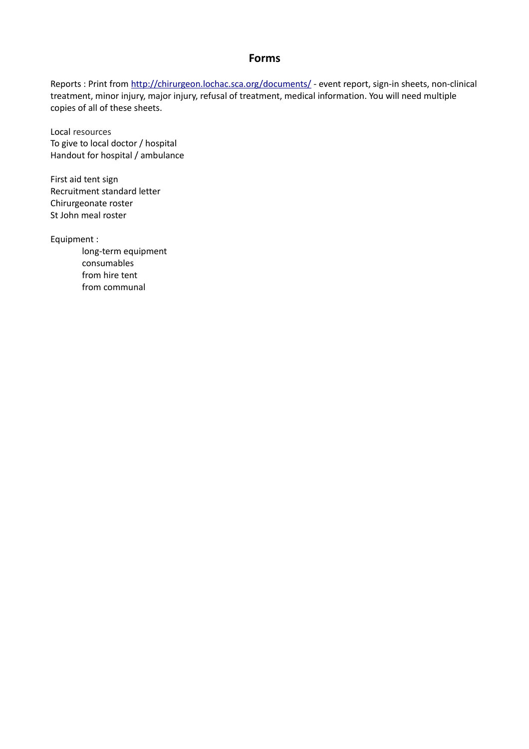## Forms

Reports : Print from [http://chirurgeon.lochac.sca.org/documents/](http://chirurgeon.lochac.sca.org/documents/) - event report, sign-in sheets, non-clinical treatment, minor injury, major injury, refusal of treatment, medical information. You will need multiple copies of all of these sheets.

Local resources
To give to local doctor / hospital
Handout for hospital / ambulance

First aid tent sign
Recruitment standard letter
Chirurgeonate roster
St John meal roster

Equipment :

- long-term equipment
- consumables
- from hire tent
- from communal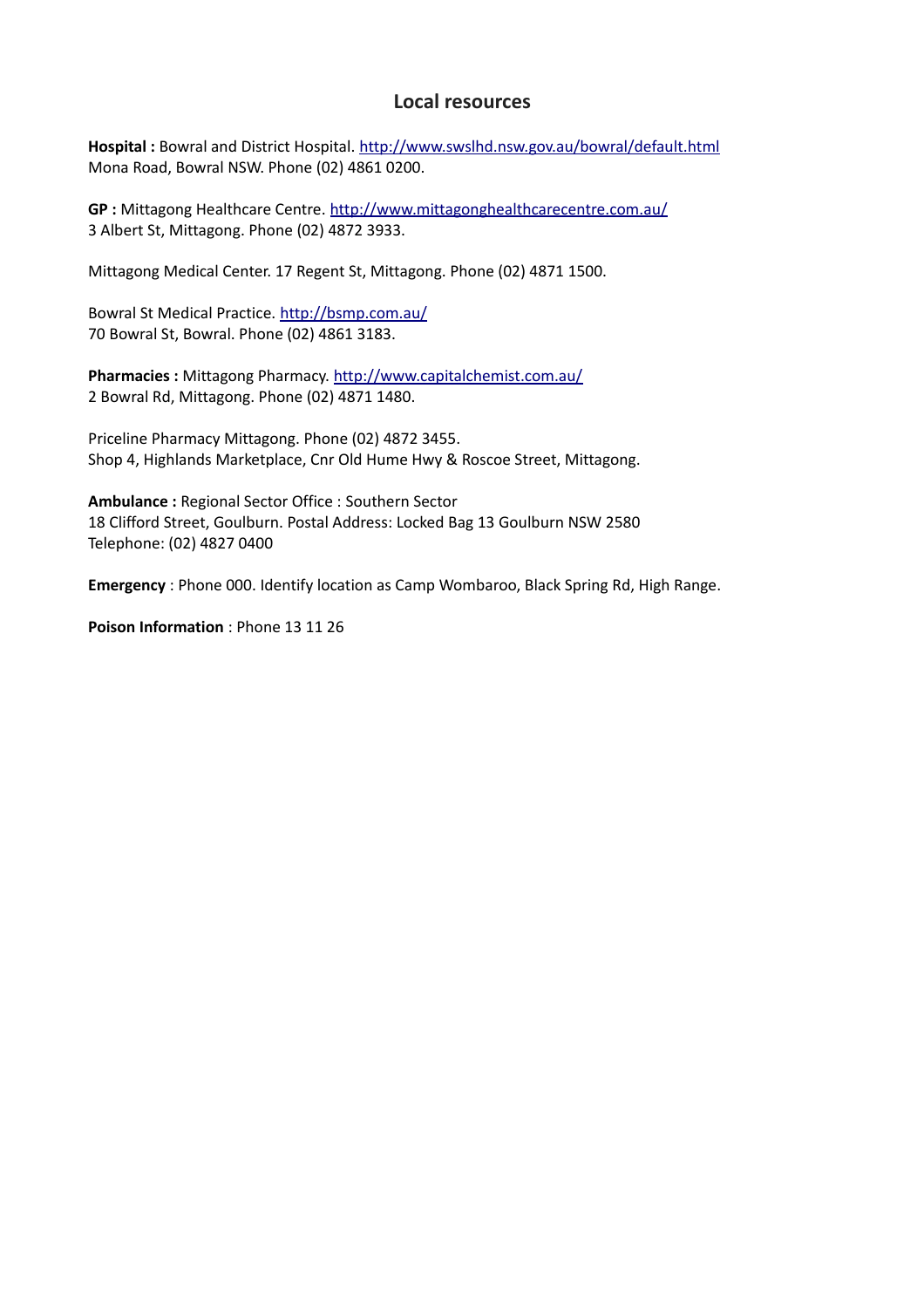## Local resources

**Hospital :** Bowral and District Hospital. http://www.swslhd.nsw.gov.au/bowral/default.html
Mona Road, Bowral NSW. Phone (02) 4861 0200.

**GP :** Mittagong Healthcare Centre. http://www.mittagonghealthcarecentre.com.au/
3 Albert St, Mittagong. Phone (02) 4872 3933.

Mittagong Medical Center. 17 Regent St, Mittagong. Phone (02) 4871 1500.

Bowral St Medical Practice. http://bsmp.com.au/
70 Bowral St, Bowral. Phone (02) 4861 3183.

**Pharmacies :** Mittagong Pharmacy. http://www.capitalchemist.com.au/
2 Bowral Rd, Mittagong. Phone (02) 4871 1480.

Priceline Pharmacy Mittagong. Phone (02) 4872 3455.
Shop 4, Highlands Marketplace, Cnr Old Hume Hwy & Roscoe Street, Mittagong.

**Ambulance :** Regional Sector Office : Southern Sector
18 Clifford Street, Goulburn. Postal Address: Locked Bag 13 Goulburn NSW 2580
Telephone: (02) 4827 0400

**Emergency** : Phone 000. Identify location as Camp Wombaroo, Black Spring Rd, High Range.

**Poison Information** : Phone 13 11 26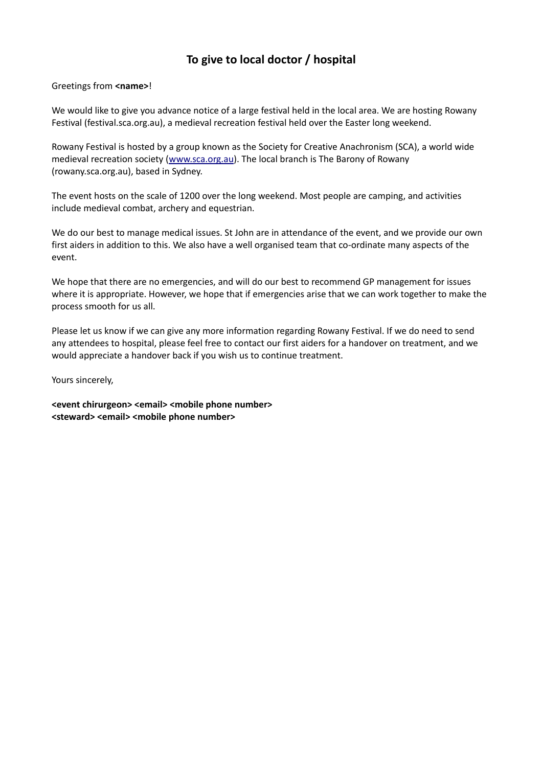# To give to local doctor / hospital

Greetings from **<name>**!

We would like to give you advance notice of a large festival held in the local area. We are hosting Rowany Festival (festival.sca.org.au), a medieval recreation festival held over the Easter long weekend.

Rowany Festival is hosted by a group known as the Society for Creative Anachronism (SCA), a world wide medieval recreation society ([www.sca.org.au](http://www.sca.org.au)). The local branch is The Barony of Rowany (rowany.sca.org.au), based in Sydney.

The event hosts on the scale of 1200 over the long weekend. Most people are camping, and activities include medieval combat, archery and equestrian.

We do our best to manage medical issues. St John are in attendance of the event, and we provide our own first aiders in addition to this. We also have a well organised team that co-ordinate many aspects of the event.

We hope that there are no emergencies, and will do our best to recommend GP management for issues where it is appropriate. However, we hope that if emergencies arise that we can work together to make the process smooth for us all.

Please let us know if we can give any more information regarding Rowany Festival. If we do need to send any attendees to hospital, please feel free to contact our first aiders for a handover on treatment, and we would appreciate a handover back if you wish us to continue treatment.

Yours sincerely,

**<event chirurgeon> <email> <mobile phone number>**
**<steward> <email> <mobile phone number>**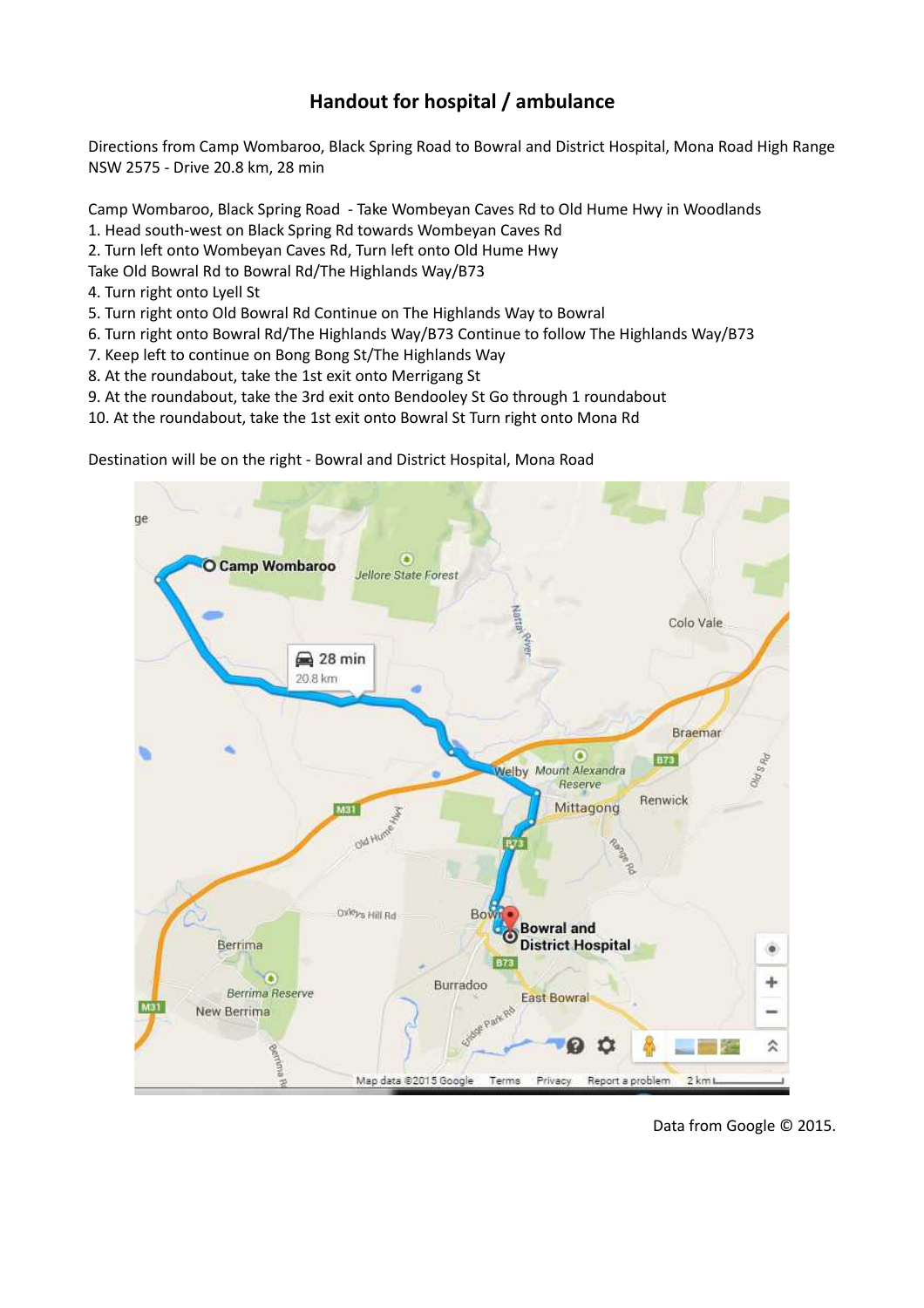## Handout for hospital / ambulance

Directions from Camp Wombaroo, Black Spring Road to Bowral and District Hospital, Mona Road High Range NSW 2575 - Drive 20.8 km, 28 min

Camp Wombaroo, Black Spring Road - Take Wombeyan Caves Rd to Old Hume Hwy in Woodlands
1. Head south-west on Black Spring Rd towards Wombeyan Caves Rd
2. Turn left onto Wombeyan Caves Rd, Turn left onto Old Hume Hwy
Take Old Bowral Rd to Bowral Rd/The Highlands Way/B73
4. Turn right onto Lyell St
5. Turn right onto Old Bowral Rd Continue on The Highlands Way to Bowral
6. Turn right onto Bowral Rd/The Highlands Way/B73 Continue to follow The Highlands Way/B73
7. Keep left to continue on Bong Bong St/The Highlands Way
8. At the roundabout, take the 1st exit onto Merrigang St
9. At the roundabout, take the 3rd exit onto Bendooley St Go through 1 roundabout
10. At the roundabout, take the 1st exit onto Bowral St Turn right onto Mona Rd

Destination will be on the right - Bowral and District Hospital, Mona Road

Data from Google © 2015.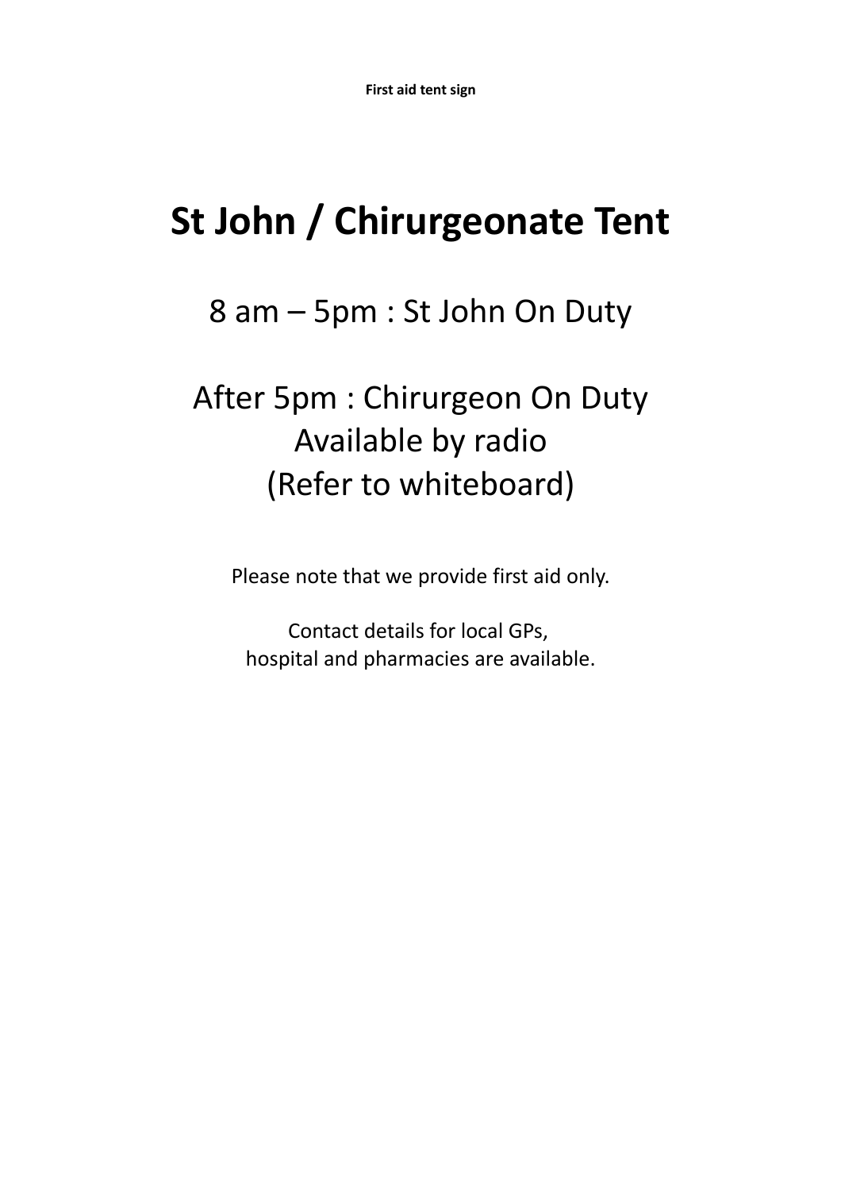**First aid tent sign**

# St John / Chirurgeonate Tent

## 8 am – 5pm : St John On Duty

## After 5pm : Chirurgeon On Duty
## Available by radio
## (Refer to whiteboard)

Please note that we provide first aid only.

Contact details for local GPs,
hospital and pharmacies are available.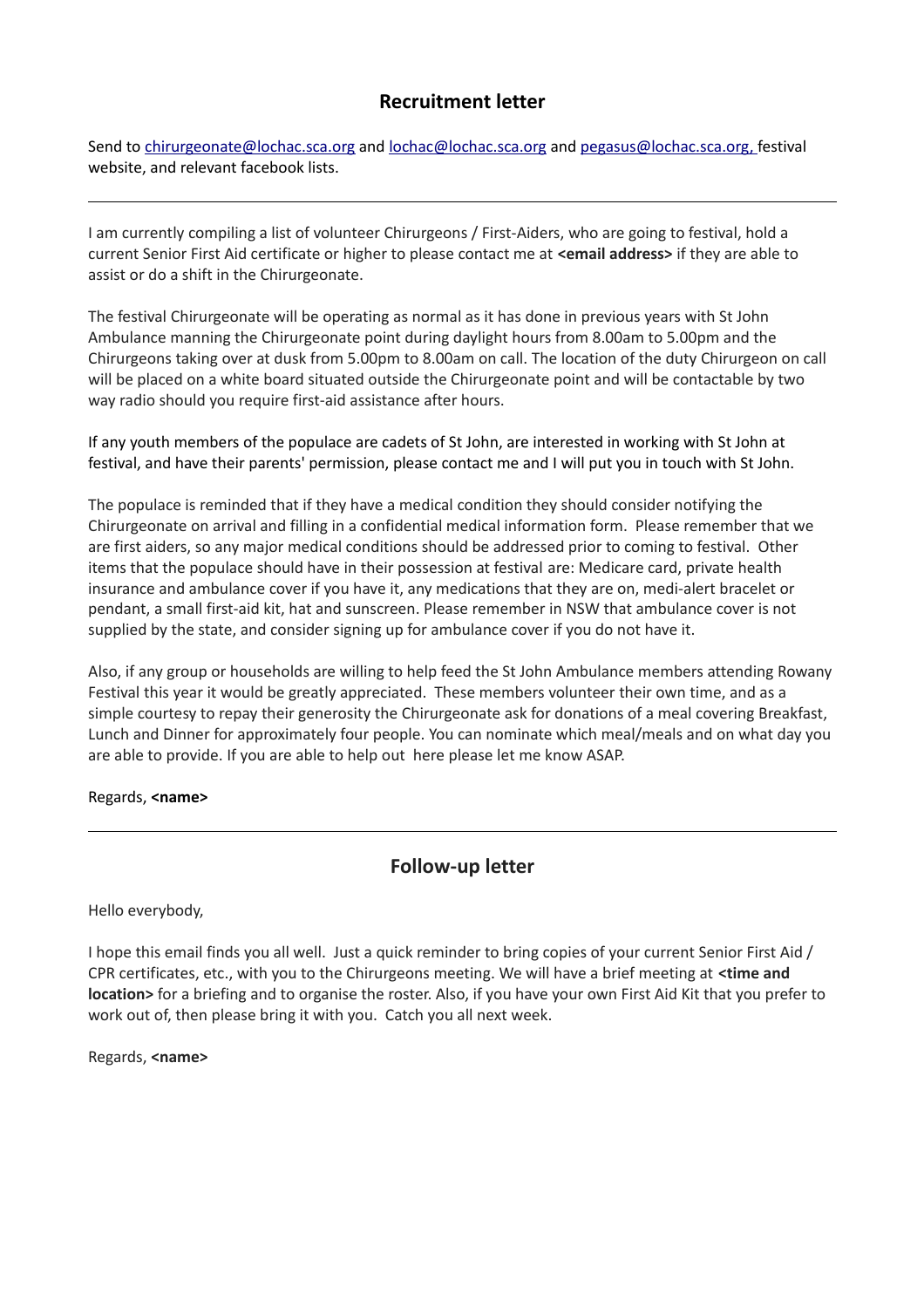## Recruitment letter

Send to chirurgeonate@lochac.sca.org and lochac@lochac.sca.org and pegasus@lochac.sca.org, festival website, and relevant facebook lists.

---

I am currently compiling a list of volunteer Chirurgeons / First-Aiders, who are going to festival, hold a current Senior First Aid certificate or higher to please contact me at **<email address>** if they are able to assist or do a shift in the Chirurgeonate.

The festival Chirurgeonate will be operating as normal as it has done in previous years with St John Ambulance manning the Chirurgeonate point during daylight hours from 8.00am to 5.00pm and the Chirurgeons taking over at dusk from 5.00pm to 8.00am on call. The location of the duty Chirurgeon on call will be placed on a white board situated outside the Chirurgeonate point and will be contactable by two way radio should you require first-aid assistance after hours.

If any youth members of the populace are cadets of St John, are interested in working with St John at festival, and have their parents' permission, please contact me and I will put you in touch with St John.

The populace is reminded that if they have a medical condition they should consider notifying the Chirurgeonate on arrival and filling in a confidential medical information form. Please remember that we are first aiders, so any major medical conditions should be addressed prior to coming to festival. Other items that the populace should have in their possession at festival are: Medicare card, private health insurance and ambulance cover if you have it, any medications that they are on, medi-alert bracelet or pendant, a small first-aid kit, hat and sunscreen. Please remember in NSW that ambulance cover is not supplied by the state, and consider signing up for ambulance cover if you do not have it.

Also, if any group or households are willing to help feed the St John Ambulance members attending Rowany Festival this year it would be greatly appreciated. These members volunteer their own time, and as a simple courtesy to repay their generosity the Chirurgeonate ask for donations of a meal covering Breakfast, Lunch and Dinner for approximately four people. You can nominate which meal/meals and on what day you are able to provide. If you are able to help out here please let me know ASAP.

Regards, **<name>**

---

## Follow-up letter

Hello everybody,

I hope this email finds you all well. Just a quick reminder to bring copies of your current Senior First Aid / CPR certificates, etc., with you to the Chirurgeons meeting. We will have a brief meeting at **<time and location>** for a briefing and to organise the roster. Also, if you have your own First Aid Kit that you prefer to work out of, then please bring it with you. Catch you all next week.

Regards, **<name>**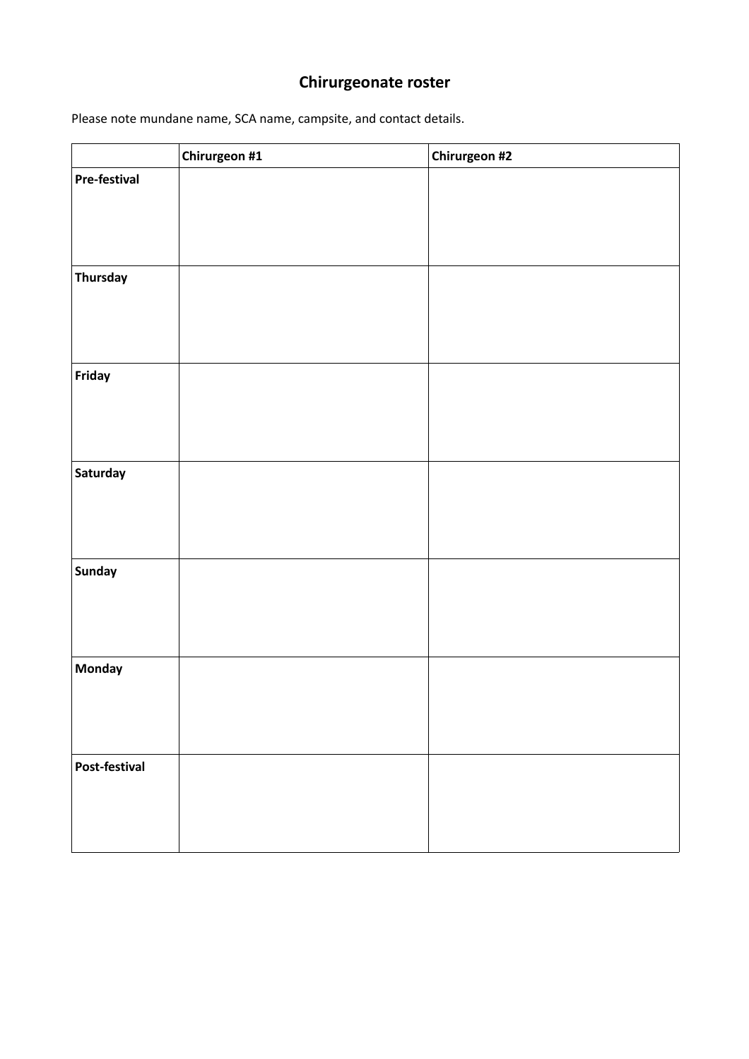## Chirurgeonate roster

Please note mundane name, SCA name, campsite, and contact details.

| | **Chirurgeon #1** | **Chirurgeon #2** |
| --- | --- | --- |
| **Pre-festival** | | |
| **Thursday** | | |
| **Friday** | | |
| **Saturday** | | |
| **Sunday** | | |
| **Monday** | | |
| **Post-festival** | | |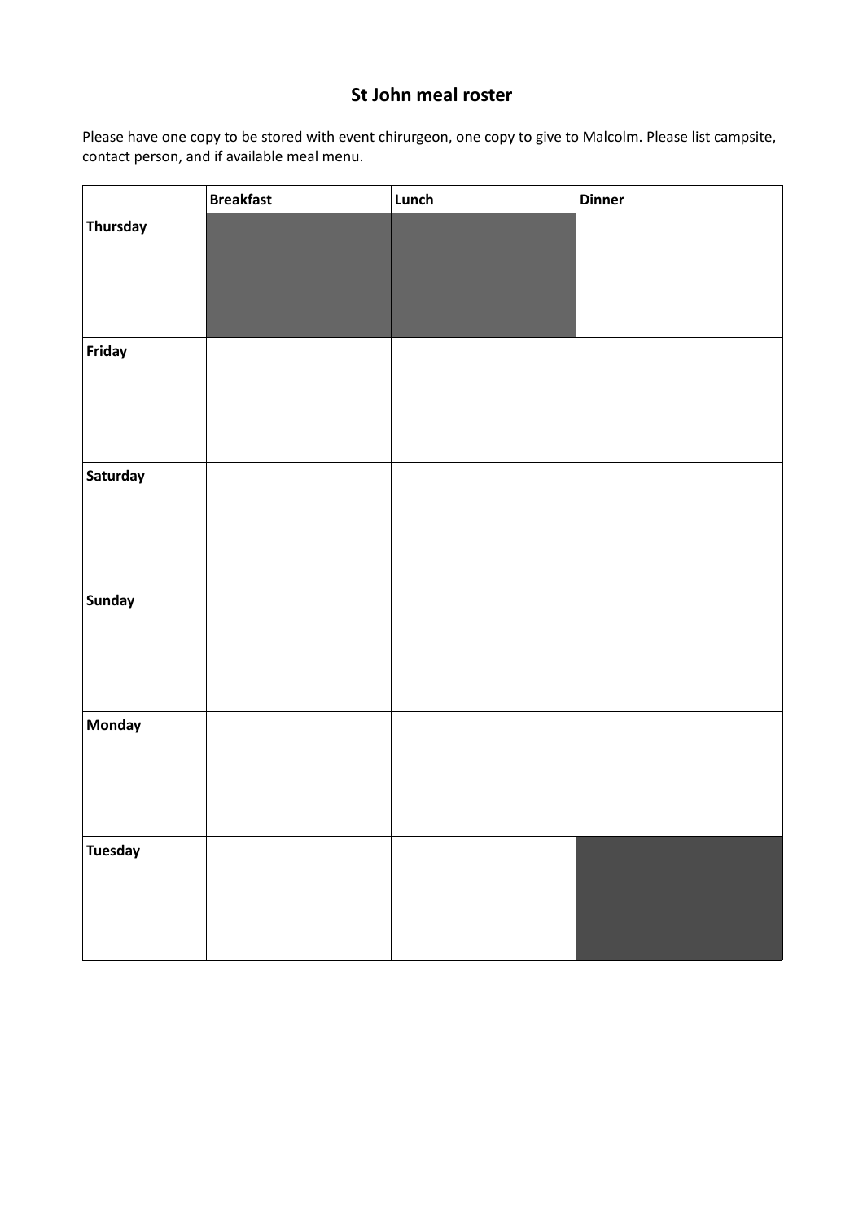# St John meal roster

Please have one copy to be stored with event chirurgeon, one copy to give to Malcolm. Please list campsite, contact person, and if available meal menu.

| | **Breakfast** | **Lunch** | **Dinner** |
|---|---|---|---|
| **Thursday** | | | |
| **Friday** | | | |
| **Saturday** | | | |
| **Sunday** | | | |
| **Monday** | | | |
| **Tuesday** | | | |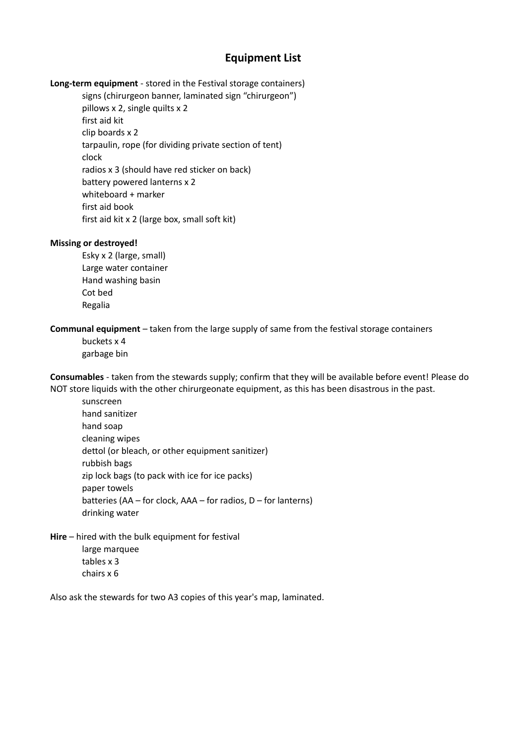# Equipment List

**Long-term equipment** - stored in the Festival storage containers)

- signs (chirurgeon banner, laminated sign "chirurgeon")
- pillows x 2, single quilts x 2
- first aid kit
- clip boards x 2
- tarpaulin, rope (for dividing private section of tent)
- clock
- radios x 3 (should have red sticker on back)
- battery powered lanterns x 2
- whiteboard + marker
- first aid book
- first aid kit x 2 (large box, small soft kit)

**Missing or destroyed!**

- Esky x 2 (large, small)
- Large water container
- Hand washing basin
- Cot bed
- Regalia

**Communal equipment** – taken from the large supply of same from the festival storage containers

- buckets x 4
- garbage bin

**Consumables** - taken from the stewards supply; confirm that they will be available before event! Please do NOT store liquids with the other chirurgeonate equipment, as this has been disastrous in the past.

- sunscreen
- hand sanitizer
- hand soap
- cleaning wipes
- dettol (or bleach, or other equipment sanitizer)
- rubbish bags
- zip lock bags (to pack with ice for ice packs)
- paper towels
- batteries (AA – for clock, AAA – for radios, D – for lanterns)
- drinking water

**Hire** – hired with the bulk equipment for festival

- large marquee
- tables x 3
- chairs x 6

Also ask the stewards for two A3 copies of this year's map, laminated.